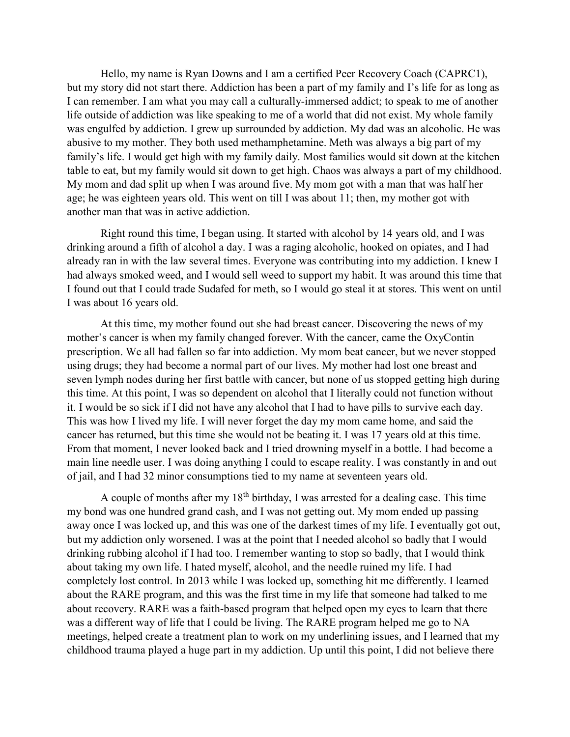Hello, my name is Ryan Downs and I am a certified Peer Recovery Coach (CAPRC1), but my story did not start there. Addiction has been a part of my family and I's life for as long as I can remember. I am what you may call a culturally-immersed addict; to speak to me of another life outside of addiction was like speaking to me of a world that did not exist. My whole family was engulfed by addiction. I grew up surrounded by addiction. My dad was an alcoholic. He was abusive to my mother. They both used methamphetamine. Meth was always a big part of my family's life. I would get high with my family daily. Most families would sit down at the kitchen table to eat, but my family would sit down to get high. Chaos was always a part of my childhood. My mom and dad split up when I was around five. My mom got with a man that was half her age; he was eighteen years old. This went on till I was about 11; then, my mother got with another man that was in active addiction.

Right round this time, I began using. It started with alcohol by 14 years old, and I was drinking around a fifth of alcohol a day. I was a raging alcoholic, hooked on opiates, and I had already ran in with the law several times. Everyone was contributing into my addiction. I knew I had always smoked weed, and I would sell weed to support my habit. It was around this time that I found out that I could trade Sudafed for meth, so I would go steal it at stores. This went on until I was about 16 years old.

At this time, my mother found out she had breast cancer. Discovering the news of my mother's cancer is when my family changed forever. With the cancer, came the OxyContin prescription. We all had fallen so far into addiction. My mom beat cancer, but we never stopped using drugs; they had become a normal part of our lives. My mother had lost one breast and seven lymph nodes during her first battle with cancer, but none of us stopped getting high during this time. At this point, I was so dependent on alcohol that I literally could not function without it. I would be so sick if I did not have any alcohol that I had to have pills to survive each day. This was how I lived my life. I will never forget the day my mom came home, and said the cancer has returned, but this time she would not be beating it. I was 17 years old at this time. From that moment, I never looked back and I tried drowning myself in a bottle. I had become a main line needle user. I was doing anything I could to escape reality. I was constantly in and out of jail, and I had 32 minor consumptions tied to my name at seventeen years old.

A couple of months after my 18th birthday, I was arrested for a dealing case. This time my bond was one hundred grand cash, and I was not getting out. My mom ended up passing away once I was locked up, and this was one of the darkest times of my life. I eventually got out, but my addiction only worsened. I was at the point that I needed alcohol so badly that I would drinking rubbing alcohol if I had too. I remember wanting to stop so badly, that I would think about taking my own life. I hated myself, alcohol, and the needle ruined my life. I had completely lost control. In 2013 while I was locked up, something hit me differently. I learned about the RARE program, and this was the first time in my life that someone had talked to me about recovery. RARE was a faith-based program that helped open my eyes to learn that there was a different way of life that I could be living. The RARE program helped me go to NA meetings, helped create a treatment plan to work on my underlining issues, and I learned that my childhood trauma played a huge part in my addiction. Up until this point, I did not believe there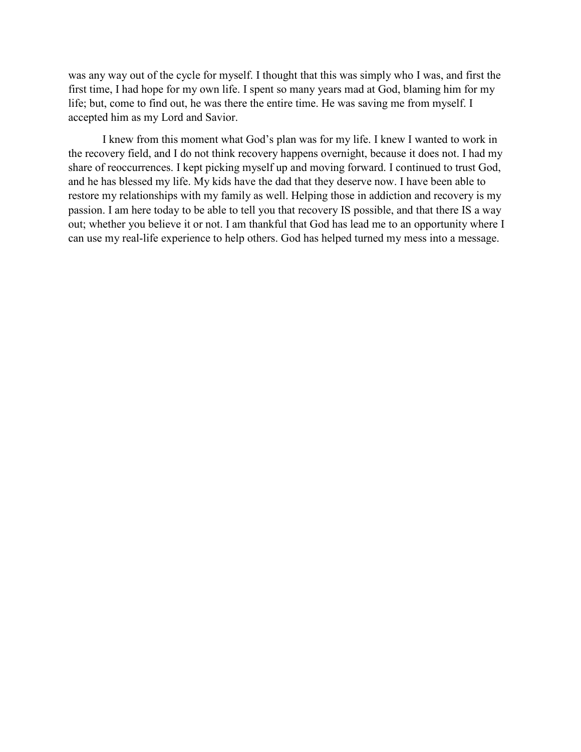was any way out of the cycle for myself. I thought that this was simply who I was, and first the first time, I had hope for my own life. I spent so many years mad at God, blaming him for my life; but, come to find out, he was there the entire time. He was saving me from myself. I accepted him as my Lord and Savior.

I knew from this moment what God's plan was for my life. I knew I wanted to work in the recovery field, and I do not think recovery happens overnight, because it does not. I had my share of reoccurrences. I kept picking myself up and moving forward. I continued to trust God, and he has blessed my life. My kids have the dad that they deserve now. I have been able to restore my relationships with my family as well. Helping those in addiction and recovery is my passion. I am here today to be able to tell you that recovery IS possible, and that there IS a way out; whether you believe it or not. I am thankful that God has lead me to an opportunity where I can use my real-life experience to help others. God has helped turned my mess into a message.